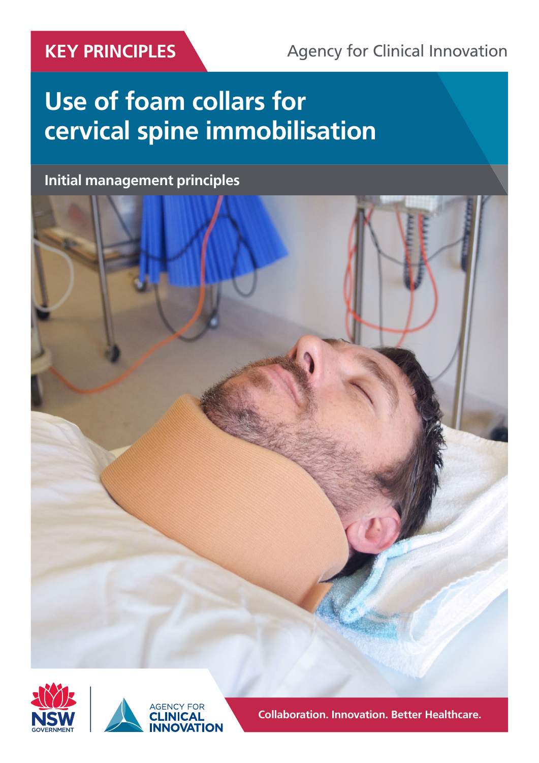KEY PRINCIPLES

Agency for Clinical Innovation

# Use of foam collars for cervical spine immobilisation

## Initial management principles

NSW GOVERNMENT

AGENCY FOR CLINICAL INNOVATION

Collaboration. Innovation. Better Healthcare.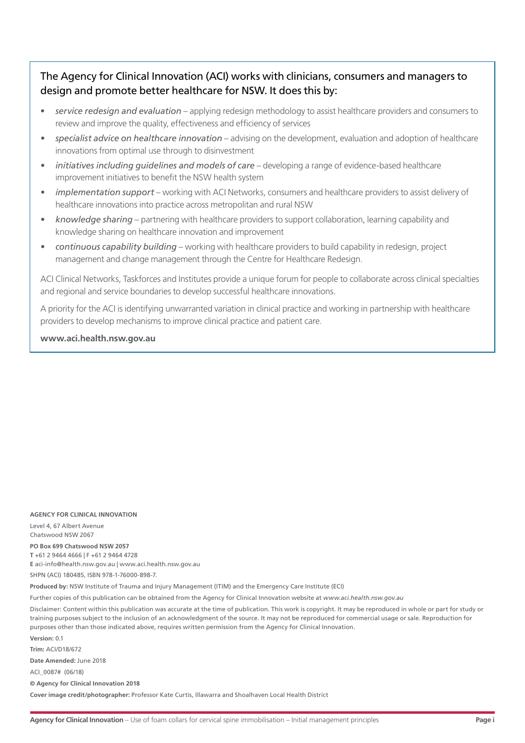## The Agency for Clinical Innovation (ACI) works with clinicians, consumers and managers to design and promote better healthcare for NSW. It does this by:

- *service redesign and evaluation* – applying redesign methodology to assist healthcare providers and consumers to review and improve the quality, effectiveness and efficiency of services
- *specialist advice on healthcare innovation* – advising on the development, evaluation and adoption of healthcare innovations from optimal use through to disinvestment
- *initiatives including guidelines and models of care* – developing a range of evidence-based healthcare improvement initiatives to benefit the NSW health system
- *implementation support* – working with ACI Networks, consumers and healthcare providers to assist delivery of healthcare innovations into practice across metropolitan and rural NSW
- *knowledge sharing* – partnering with healthcare providers to support collaboration, learning capability and knowledge sharing on healthcare innovation and improvement
- *continuous capability building* – working with healthcare providers to build capability in redesign, project management and change management through the Centre for Healthcare Redesign.

ACI Clinical Networks, Taskforces and Institutes provide a unique forum for people to collaborate across clinical specialties and regional and service boundaries to develop successful healthcare innovations.

A priority for the ACI is identifying unwarranted variation in clinical practice and working in partnership with healthcare providers to develop mechanisms to improve clinical practice and patient care.

**www.aci.health.nsw.gov.au**

**AGENCY FOR CLINICAL INNOVATION**

Level 4, 67 Albert Avenue
Chatswood NSW 2067

**PO Box 699 Chatswood NSW 2057**
**T** +61 2 9464 4666 | F +61 2 9464 4728
**E** aci-info@health.nsw.gov.au | www.aci.health.nsw.gov.au

SHPN (ACI) 180485, ISBN 978-1-76000-898-7.

**Produced by:** NSW Institute of Trauma and Injury Management (ITIM) and the Emergency Care Institute (ECI)

Further copies of this publication can be obtained from the Agency for Clinical Innovation website at *www.aci.health.nsw.gov.au*

Disclaimer: Content within this publication was accurate at the time of publication. This work is copyright. It may be reproduced in whole or part for study or training purposes subject to the inclusion of an acknowledgment of the source. It may not be reproduced for commercial usage or sale. Reproduction for purposes other than those indicated above, requires written permission from the Agency for Clinical Innovation.

**Version:** 0.1

**Trim:** ACI/D18/672

**Date Amended:** June 2018

ACI_0087# (06/18)

**© Agency for Clinical Innovation 2018**

**Cover image credit/photographer:** Professor Kate Curtis, Illawarra and Shoalhaven Local Health District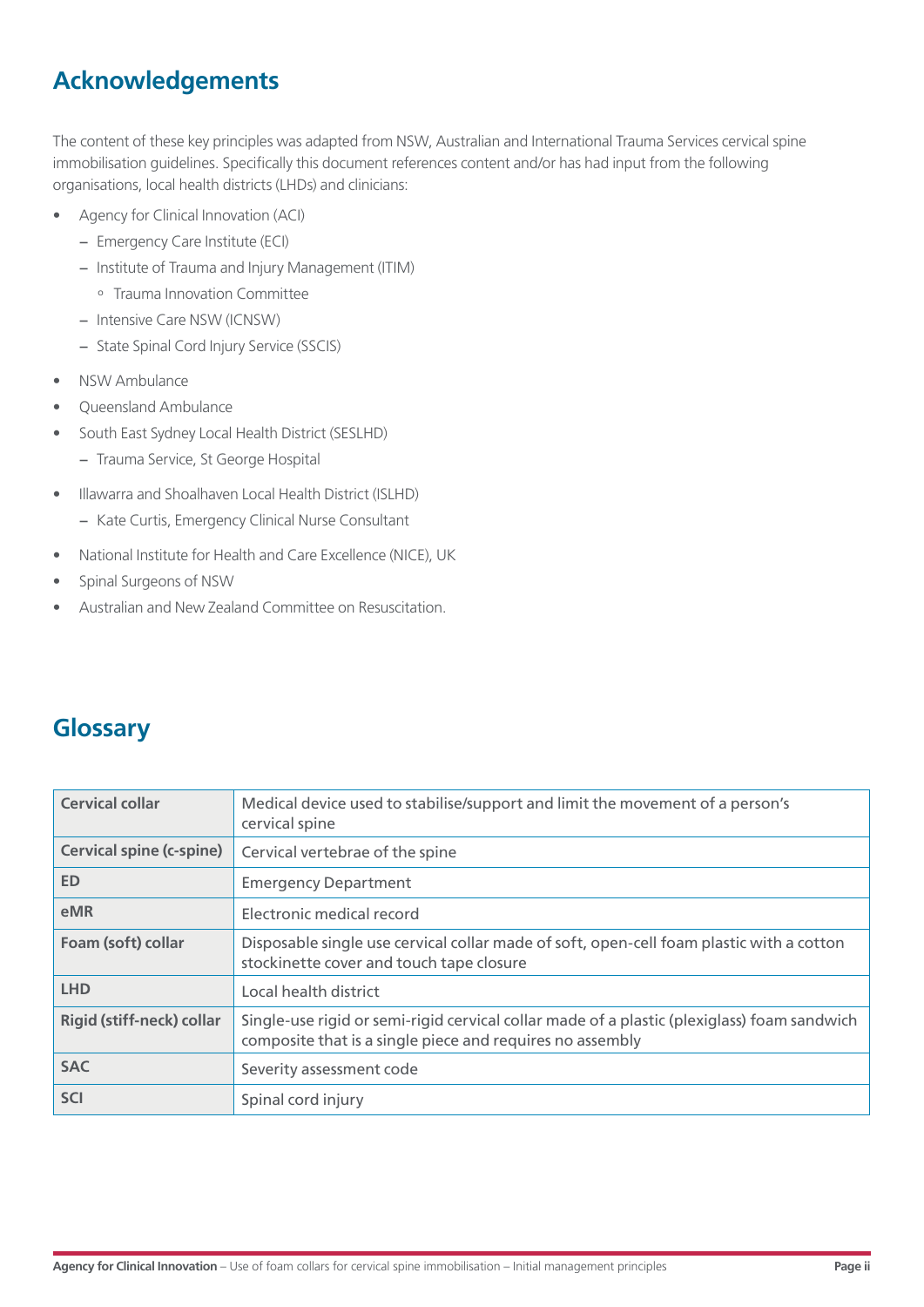## Acknowledgements

The content of these key principles was adapted from NSW, Australian and International Trauma Services cervical spine immobilisation guidelines. Specifically this document references content and/or has had input from the following organisations, local health districts (LHDs) and clinicians:

- Agency for Clinical Innovation (ACI)
  - Emergency Care Institute (ECI)
  - Institute of Trauma and Injury Management (ITIM)
    - Trauma Innovation Committee
  - Intensive Care NSW (ICNSW)
  - State Spinal Cord Injury Service (SSCIS)
- NSW Ambulance
- Queensland Ambulance
- South East Sydney Local Health District (SESLHD)
  - Trauma Service, St George Hospital
- Illawarra and Shoalhaven Local Health District (ISLHD)
  - Kate Curtis, Emergency Clinical Nurse Consultant
- National Institute for Health and Care Excellence (NICE), UK
- Spinal Surgeons of NSW
- Australian and New Zealand Committee on Resuscitation.

## Glossary

| Term | Definition |
|---|---|
| **Cervical collar** | Medical device used to stabilise/support and limit the movement of a person's cervical spine |
| **Cervical spine (c-spine)** | Cervical vertebrae of the spine |
| **ED** | Emergency Department |
| **eMR** | Electronic medical record |
| **Foam (soft) collar** | Disposable single use cervical collar made of soft, open-cell foam plastic with a cotton stockinette cover and touch tape closure |
| **LHD** | Local health district |
| **Rigid (stiff-neck) collar** | Single-use rigid or semi-rigid cervical collar made of a plastic (plexiglass) foam sandwich composite that is a single piece and requires no assembly |
| **SAC** | Severity assessment code |
| **SCI** | Spinal cord injury |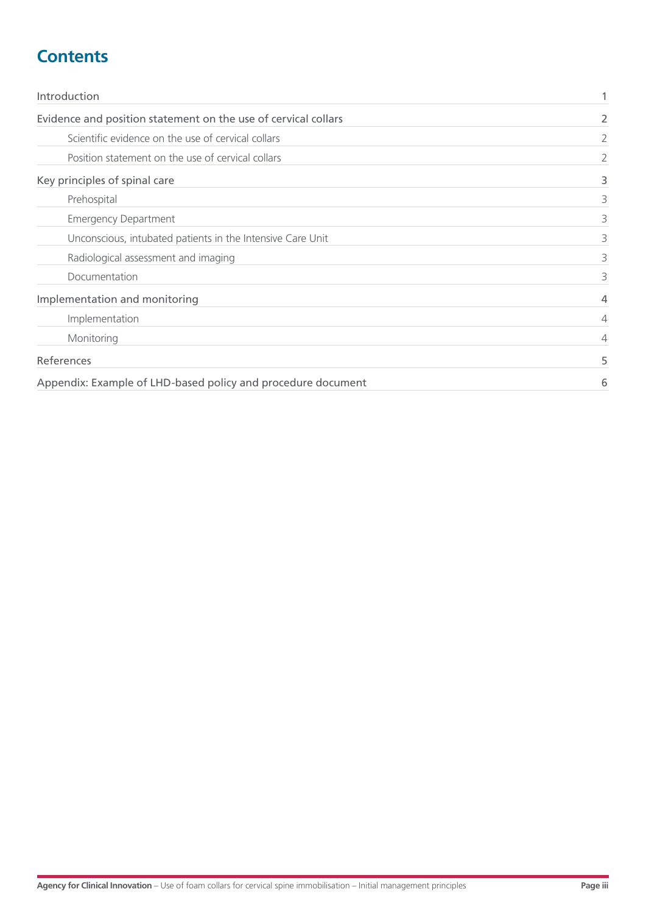# Contents

| | |
|---|---|
| Introduction | 1 |
| Evidence and position statement on the use of cervical collars | 2 |
| Scientific evidence on the use of cervical collars | 2 |
| Position statement on the use of cervical collars | 2 |
| Key principles of spinal care | 3 |
| Prehospital | 3 |
| Emergency Department | 3 |
| Unconscious, intubated patients in the Intensive Care Unit | 3 |
| Radiological assessment and imaging | 3 |
| Documentation | 3 |
| Implementation and monitoring | 4 |
| Implementation | 4 |
| Monitoring | 4 |
| References | 5 |
| Appendix: Example of LHD-based policy and procedure document | 6 |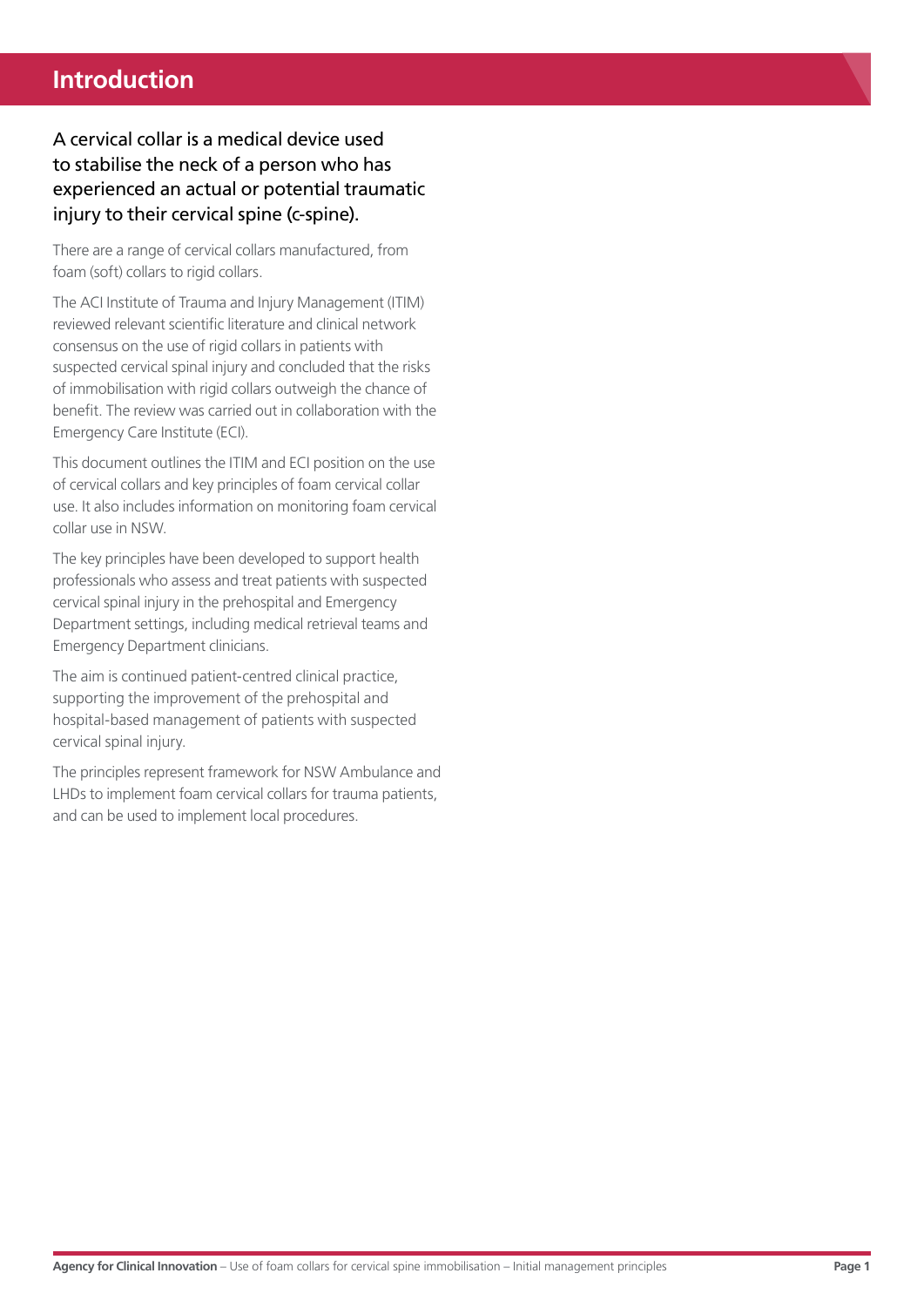# Introduction

### A cervical collar is a medical device used to stabilise the neck of a person who has experienced an actual or potential traumatic injury to their cervical spine (c-spine).

There are a range of cervical collars manufactured, from foam (soft) collars to rigid collars.

The ACI Institute of Trauma and Injury Management (ITIM) reviewed relevant scientific literature and clinical network consensus on the use of rigid collars in patients with suspected cervical spinal injury and concluded that the risks of immobilisation with rigid collars outweigh the chance of benefit. The review was carried out in collaboration with the Emergency Care Institute (ECI).

This document outlines the ITIM and ECI position on the use of cervical collars and key principles of foam cervical collar use. It also includes information on monitoring foam cervical collar use in NSW.

The key principles have been developed to support health professionals who assess and treat patients with suspected cervical spinal injury in the prehospital and Emergency Department settings, including medical retrieval teams and Emergency Department clinicians.

The aim is continued patient-centred clinical practice, supporting the improvement of the prehospital and hospital-based management of patients with suspected cervical spinal injury.

The principles represent framework for NSW Ambulance and LHDs to implement foam cervical collars for trauma patients, and can be used to implement local procedures.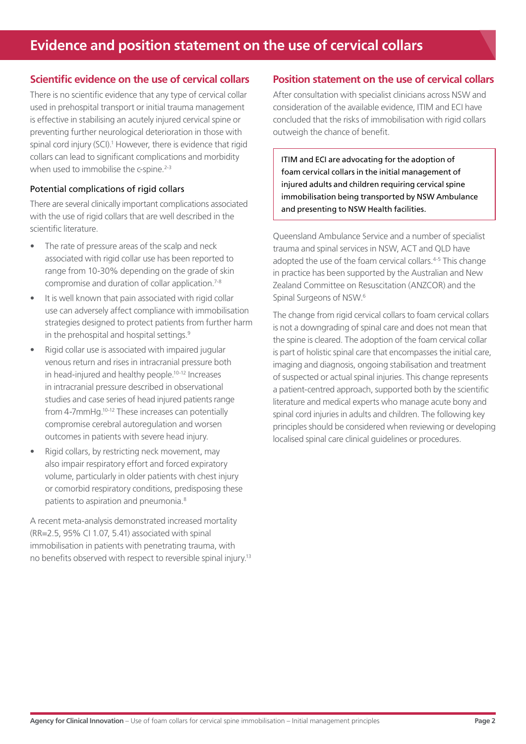# Evidence and position statement on the use of cervical collars

## Scientific evidence on the use of cervical collars

There is no scientific evidence that any type of cervical collar used in prehospital transport or initial trauma management is effective in stabilising an acutely injured cervical spine or preventing further neurological deterioration in those with spinal cord injury (SCI).[1] However, there is evidence that rigid collars can lead to significant complications and morbidity when used to immobilise the c-spine.[2-3]

### Potential complications of rigid collars

There are several clinically important complications associated with the use of rigid collars that are well described in the scientific literature.

- The rate of pressure areas of the scalp and neck associated with rigid collar use has been reported to range from 10-30% depending on the grade of skin compromise and duration of collar application.[7-8]
- It is well known that pain associated with rigid collar use can adversely affect compliance with immobilisation strategies designed to protect patients from further harm in the prehospital and hospital settings.[9]
- Rigid collar use is associated with impaired jugular venous return and rises in intracranial pressure both in head-injured and healthy people.[10-12] Increases in intracranial pressure described in observational studies and case series of head injured patients range from 4-7mmHg.[10-12] These increases can potentially compromise cerebral autoregulation and worsen outcomes in patients with severe head injury.
- Rigid collars, by restricting neck movement, may also impair respiratory effort and forced expiratory volume, particularly in older patients with chest injury or comorbid respiratory conditions, predisposing these patients to aspiration and pneumonia.[8]

A recent meta-analysis demonstrated increased mortality (RR=2.5, 95% CI 1.07, 5.41) associated with spinal immobilisation in patients with penetrating trauma, with no benefits observed with respect to reversible spinal injury.[13]

## Position statement on the use of cervical collars

After consultation with specialist clinicians across NSW and consideration of the available evidence, ITIM and ECI have concluded that the risks of immobilisation with rigid collars outweigh the chance of benefit.

> ITIM and ECI are advocating for the adoption of foam cervical collars in the initial management of injured adults and children requiring cervical spine immobilisation being transported by NSW Ambulance and presenting to NSW Health facilities.

Queensland Ambulance Service and a number of specialist trauma and spinal services in NSW, ACT and QLD have adopted the use of the foam cervical collars.[4-5] This change in practice has been supported by the Australian and New Zealand Committee on Resuscitation (ANZCOR) and the Spinal Surgeons of NSW.[6]

The change from rigid cervical collars to foam cervical collars is not a downgrading of spinal care and does not mean that the spine is cleared. The adoption of the foam cervical collar is part of holistic spinal care that encompasses the initial care, imaging and diagnosis, ongoing stabilisation and treatment of suspected or actual spinal injuries. This change represents a patient-centred approach, supported both by the scientific literature and medical experts who manage acute bony and spinal cord injuries in adults and children. The following key principles should be considered when reviewing or developing localised spinal care clinical guidelines or procedures.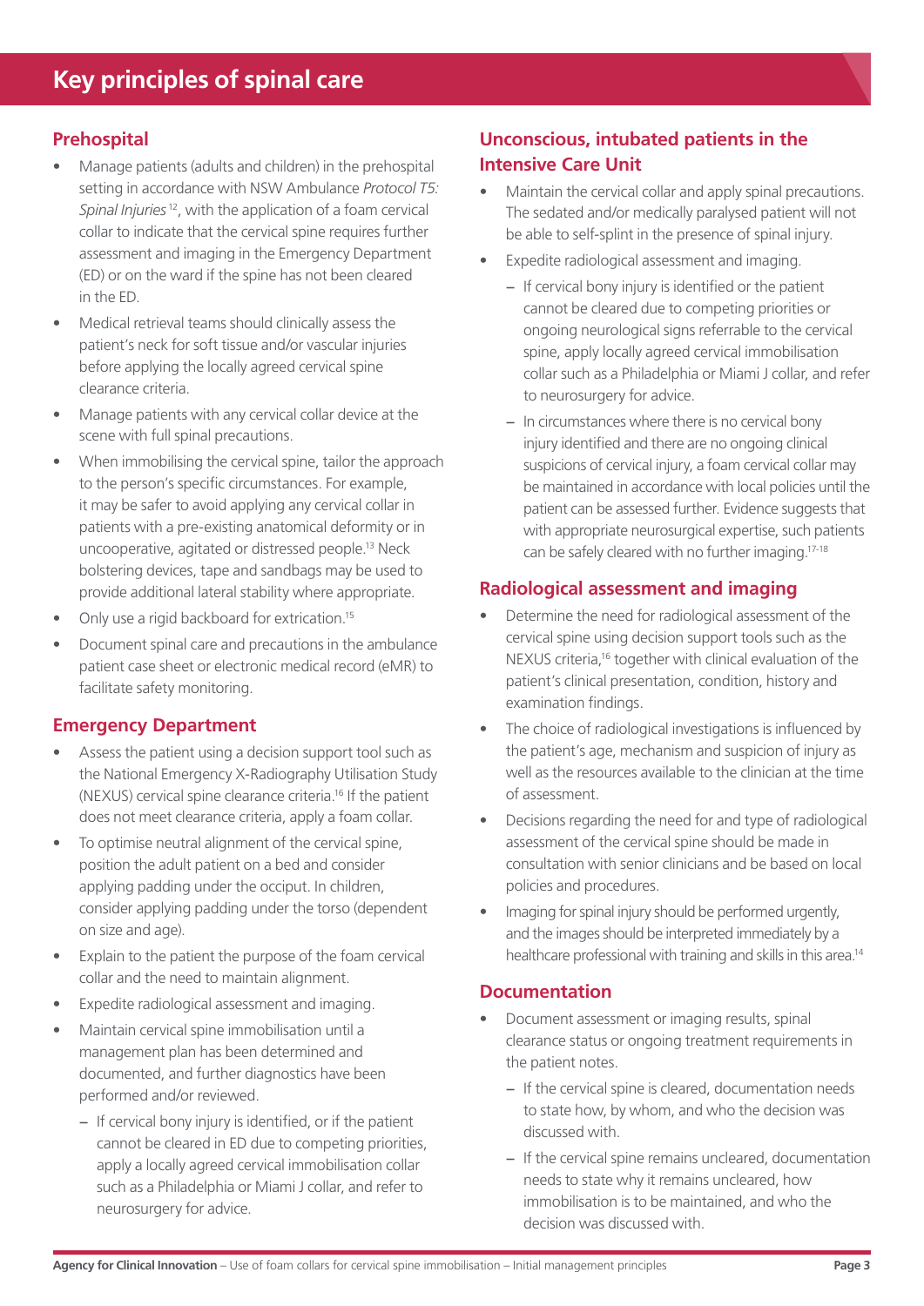# Key principles of spinal care

## Prehospital

- Manage patients (adults and children) in the prehospital setting in accordance with NSW Ambulance *Protocol T5: Spinal Injuries*[12], with the application of a foam cervical collar to indicate that the cervical spine requires further assessment and imaging in the Emergency Department (ED) or on the ward if the spine has not been cleared in the ED.
- Medical retrieval teams should clinically assess the patient's neck for soft tissue and/or vascular injuries before applying the locally agreed cervical spine clearance criteria.
- Manage patients with any cervical collar device at the scene with full spinal precautions.
- When immobilising the cervical spine, tailor the approach to the person's specific circumstances. For example, it may be safer to avoid applying any cervical collar in patients with a pre-existing anatomical deformity or in uncooperative, agitated or distressed people.[13] Neck bolstering devices, tape and sandbags may be used to provide additional lateral stability where appropriate.
- Only use a rigid backboard for extrication.[15]
- Document spinal care and precautions in the ambulance patient case sheet or electronic medical record (eMR) to facilitate safety monitoring.

## Emergency Department

- Assess the patient using a decision support tool such as the National Emergency X-Radiography Utilisation Study (NEXUS) cervical spine clearance criteria.[16] If the patient does not meet clearance criteria, apply a foam collar.
- To optimise neutral alignment of the cervical spine, position the adult patient on a bed and consider applying padding under the occiput. In children, consider applying padding under the torso (dependent on size and age).
- Explain to the patient the purpose of the foam cervical collar and the need to maintain alignment.
- Expedite radiological assessment and imaging.
- Maintain cervical spine immobilisation until a management plan has been determined and documented, and further diagnostics have been performed and/or reviewed.
  - If cervical bony injury is identified, or if the patient cannot be cleared in ED due to competing priorities, apply a locally agreed cervical immobilisation collar such as a Philadelphia or Miami J collar, and refer to neurosurgery for advice.

## Unconscious, intubated patients in the Intensive Care Unit

- Maintain the cervical collar and apply spinal precautions. The sedated and/or medically paralysed patient will not be able to self-splint in the presence of spinal injury.
- Expedite radiological assessment and imaging.
  - If cervical bony injury is identified or the patient cannot be cleared due to competing priorities or ongoing neurological signs referrable to the cervical spine, apply locally agreed cervical immobilisation collar such as a Philadelphia or Miami J collar, and refer to neurosurgery for advice.
  - In circumstances where there is no cervical bony injury identified and there are no ongoing clinical suspicions of cervical injury, a foam cervical collar may be maintained in accordance with local policies until the patient can be assessed further. Evidence suggests that with appropriate neurosurgical expertise, such patients can be safely cleared with no further imaging.[17-18]

## Radiological assessment and imaging

- Determine the need for radiological assessment of the cervical spine using decision support tools such as the NEXUS criteria,[16] together with clinical evaluation of the patient's clinical presentation, condition, history and examination findings.
- The choice of radiological investigations is influenced by the patient's age, mechanism and suspicion of injury as well as the resources available to the clinician at the time of assessment.
- Decisions regarding the need for and type of radiological assessment of the cervical spine should be made in consultation with senior clinicians and be based on local policies and procedures.
- Imaging for spinal injury should be performed urgently, and the images should be interpreted immediately by a healthcare professional with training and skills in this area.[14]

## Documentation

- Document assessment or imaging results, spinal clearance status or ongoing treatment requirements in the patient notes.
  - If the cervical spine is cleared, documentation needs to state how, by whom, and who the decision was discussed with.
  - If the cervical spine remains uncleared, documentation needs to state why it remains uncleared, how immobilisation is to be maintained, and who the decision was discussed with.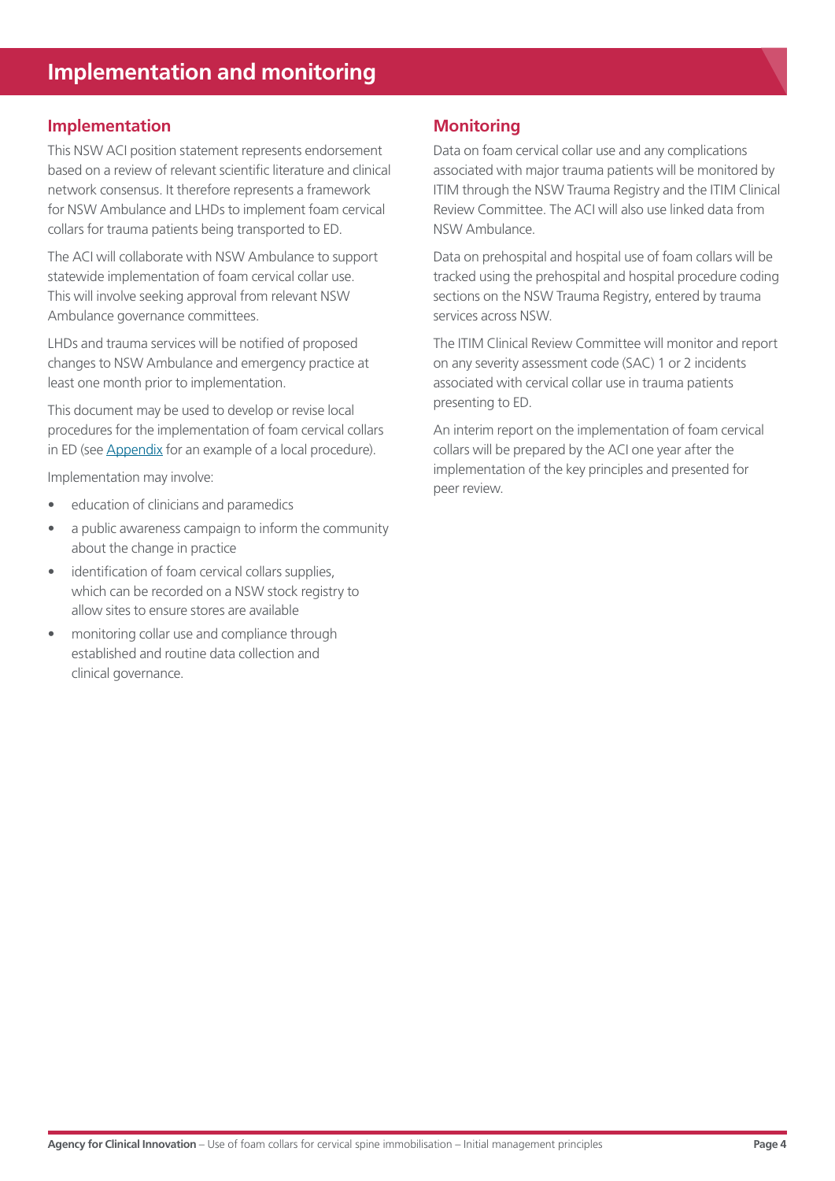# Implementation and monitoring

## Implementation

This NSW ACI position statement represents endorsement based on a review of relevant scientific literature and clinical network consensus. It therefore represents a framework for NSW Ambulance and LHDs to implement foam cervical collars for trauma patients being transported to ED.

The ACI will collaborate with NSW Ambulance to support statewide implementation of foam cervical collar use. This will involve seeking approval from relevant NSW Ambulance governance committees.

LHDs and trauma services will be notified of proposed changes to NSW Ambulance and emergency practice at least one month prior to implementation.

This document may be used to develop or revise local procedures for the implementation of foam cervical collars in ED (see Appendix for an example of a local procedure).

Implementation may involve:

- education of clinicians and paramedics
- a public awareness campaign to inform the community about the change in practice
- identification of foam cervical collars supplies, which can be recorded on a NSW stock registry to allow sites to ensure stores are available
- monitoring collar use and compliance through established and routine data collection and clinical governance.

## Monitoring

Data on foam cervical collar use and any complications associated with major trauma patients will be monitored by ITIM through the NSW Trauma Registry and the ITIM Clinical Review Committee. The ACI will also use linked data from NSW Ambulance.

Data on prehospital and hospital use of foam collars will be tracked using the prehospital and hospital procedure coding sections on the NSW Trauma Registry, entered by trauma services across NSW.

The ITIM Clinical Review Committee will monitor and report on any severity assessment code (SAC) 1 or 2 incidents associated with cervical collar use in trauma patients presenting to ED.

An interim report on the implementation of foam cervical collars will be prepared by the ACI one year after the implementation of the key principles and presented for peer review.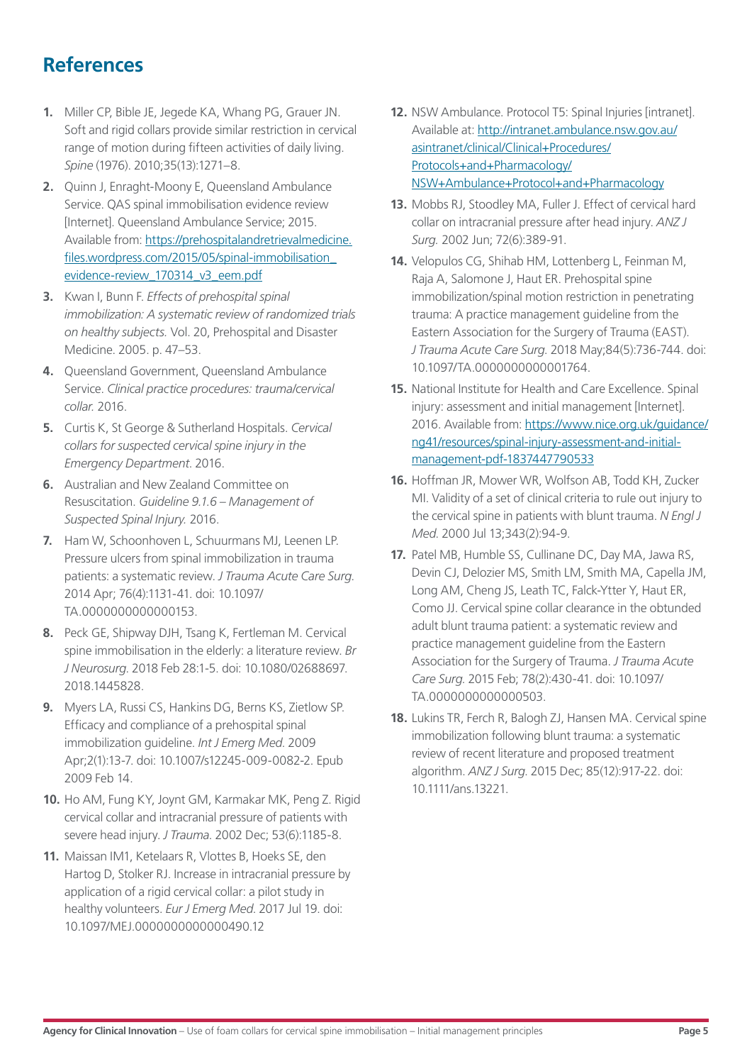## References

1. Miller CP, Bible JE, Jegede KA, Whang PG, Grauer JN. Soft and rigid collars provide similar restriction in cervical range of motion during fifteen activities of daily living. *Spine* (1976). 2010;35(13):1271–8.
2. Quinn J, Enraght-Moony E, Queensland Ambulance Service. QAS spinal immobilisation evidence review [Internet]. Queensland Ambulance Service; 2015. Available from: https://prehospitalandretrievalmedicine.files.wordpress.com/2015/05/spinal-immobilisation_evidence-review_170314_v3_eem.pdf
3. Kwan I, Bunn F. *Effects of prehospital spinal immobilization: A systematic review of randomized trials on healthy subjects.* Vol. 20, Prehospital and Disaster Medicine. 2005. p. 47–53.
4. Queensland Government, Queensland Ambulance Service. *Clinical practice procedures: trauma/cervical collar.* 2016.
5. Curtis K, St George & Sutherland Hospitals. *Cervical collars for suspected cervical spine injury in the Emergency Department*. 2016.
6. Australian and New Zealand Committee on Resuscitation. *Guideline 9.1.6 – Management of Suspected Spinal Injury.* 2016.
7. Ham W, Schoonhoven L, Schuurmans MJ, Leenen LP. Pressure ulcers from spinal immobilization in trauma patients: a systematic review. *J Trauma Acute Care Surg*. 2014 Apr; 76(4):1131-41. doi: 10.1097/TA.0000000000000153.
8. Peck GE, Shipway DJH, Tsang K, Fertleman M. Cervical spine immobilisation in the elderly: a literature review. *Br J Neurosurg*. 2018 Feb 28:1-5. doi: 10.1080/02688697.2018.1445828.
9. Myers LA, Russi CS, Hankins DG, Berns KS, Zietlow SP. Efficacy and compliance of a prehospital spinal immobilization guideline. *Int J Emerg Med.* 2009 Apr;2(1):13-7. doi: 10.1007/s12245-009-0082-2. Epub 2009 Feb 14.
10. Ho AM, Fung KY, Joynt GM, Karmakar MK, Peng Z. Rigid cervical collar and intracranial pressure of patients with severe head injury. *J Trauma.* 2002 Dec; 53(6):1185-8.
11. Maissan IM1, Ketelaars R, Vlottes B, Hoeks SE, den Hartog D, Stolker RJ. Increase in intracranial pressure by application of a rigid cervical collar: a pilot study in healthy volunteers. *Eur J Emerg Med.* 2017 Jul 19. doi: 10.1097/MEJ.0000000000000490.12
12. NSW Ambulance. Protocol T5: Spinal Injuries [intranet]. Available at: http://intranet.ambulance.nsw.gov.au/asintranet/clinical/Clinical+Procedures/Protocols+and+Pharmacology/NSW+Ambulance+Protocol+and+Pharmacology
13. Mobbs RJ, Stoodley MA, Fuller J. Effect of cervical hard collar on intracranial pressure after head injury. *ANZ J Surg.* 2002 Jun; 72(6):389-91.
14. Velopulos CG, Shihab HM, Lottenberg L, Feinman M, Raja A, Salomone J, Haut ER. Prehospital spine immobilization/spinal motion restriction in penetrating trauma: A practice management guideline from the Eastern Association for the Surgery of Trauma (EAST). *J Trauma Acute Care Surg.* 2018 May;84(5):736-744. doi: 10.1097/TA.0000000000001764.
15. National Institute for Health and Care Excellence. Spinal injury: assessment and initial management [Internet]. 2016. Available from: https://www.nice.org.uk/guidance/ng41/resources/spinal-injury-assessment-and-initial-management-pdf-1837447790533
16. Hoffman JR, Mower WR, Wolfson AB, Todd KH, Zucker MI. Validity of a set of clinical criteria to rule out injury to the cervical spine in patients with blunt trauma. *N Engl J Med.* 2000 Jul 13;343(2):94-9.
17. Patel MB, Humble SS, Cullinane DC, Day MA, Jawa RS, Devin CJ, Delozier MS, Smith LM, Smith MA, Capella JM, Long AM, Cheng JS, Leath TC, Falck-Ytter Y, Haut ER, Como JJ. Cervical spine collar clearance in the obtunded adult blunt trauma patient: a systematic review and practice management guideline from the Eastern Association for the Surgery of Trauma. *J Trauma Acute Care Surg.* 2015 Feb; 78(2):430-41. doi: 10.1097/TA.0000000000000503.
18. Lukins TR, Ferch R, Balogh ZJ, Hansen MA. Cervical spine immobilization following blunt trauma: a systematic review of recent literature and proposed treatment algorithm. *ANZ J Surg.* 2015 Dec; 85(12):917-22. doi: 10.1111/ans.13221.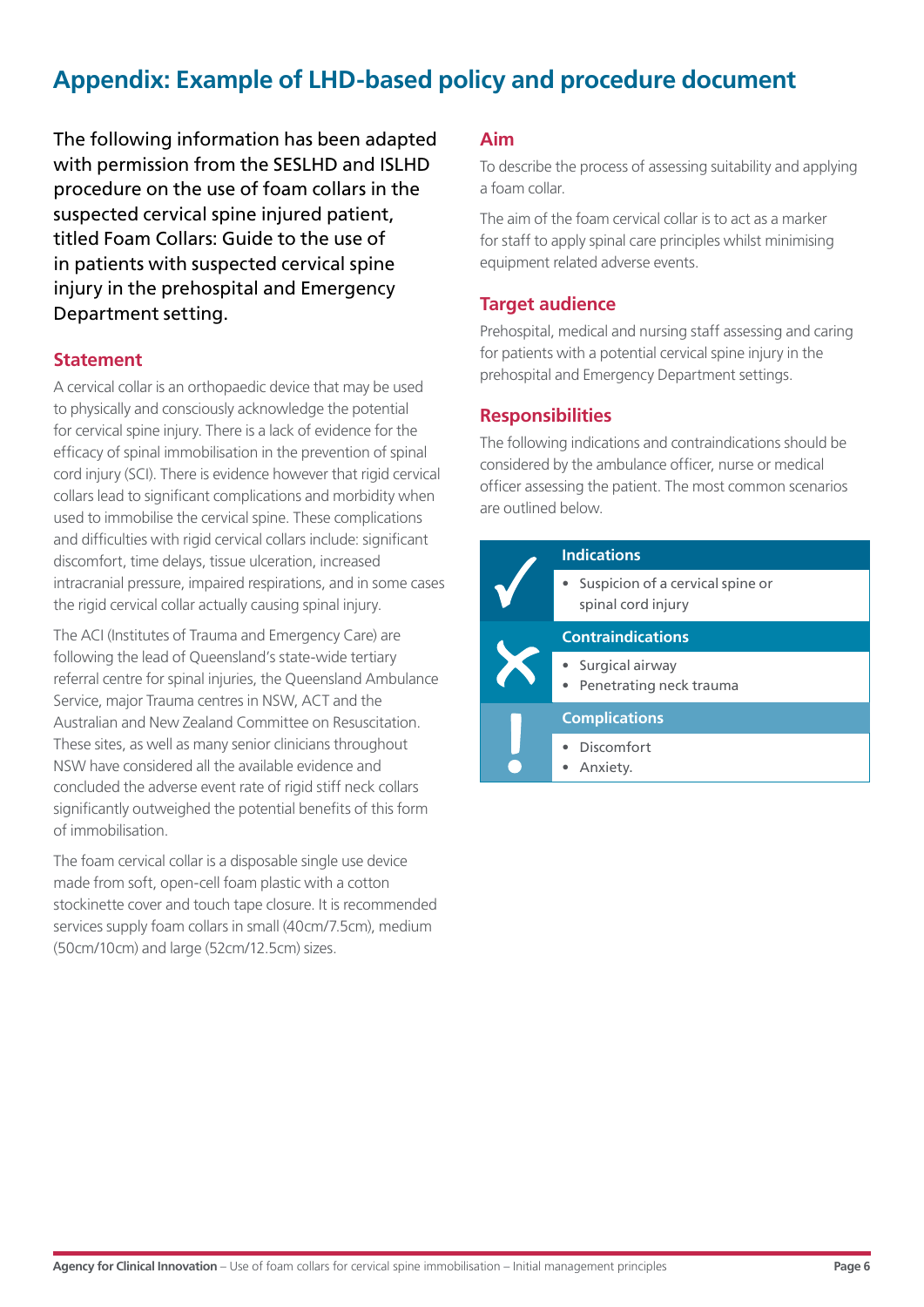# Appendix: Example of LHD-based policy and procedure document

The following information has been adapted with permission from the SESLHD and ISLHD procedure on the use of foam collars in the suspected cervical spine injured patient, titled Foam Collars: Guide to the use of in patients with suspected cervical spine injury in the prehospital and Emergency Department setting.

## Statement

A cervical collar is an orthopaedic device that may be used to physically and consciously acknowledge the potential for cervical spine injury. There is a lack of evidence for the efficacy of spinal immobilisation in the prevention of spinal cord injury (SCI). There is evidence however that rigid cervical collars lead to significant complications and morbidity when used to immobilise the cervical spine. These complications and difficulties with rigid cervical collars include: significant discomfort, time delays, tissue ulceration, increased intracranial pressure, impaired respirations, and in some cases the rigid cervical collar actually causing spinal injury.

The ACI (Institutes of Trauma and Emergency Care) are following the lead of Queensland's state-wide tertiary referral centre for spinal injuries, the Queensland Ambulance Service, major Trauma centres in NSW, ACT and the Australian and New Zealand Committee on Resuscitation. These sites, as well as many senior clinicians throughout NSW have considered all the available evidence and concluded the adverse event rate of rigid stiff neck collars significantly outweighed the potential benefits of this form of immobilisation.

The foam cervical collar is a disposable single use device made from soft, open-cell foam plastic with a cotton stockinette cover and touch tape closure. It is recommended services supply foam collars in small (40cm/7.5cm), medium (50cm/10cm) and large (52cm/12.5cm) sizes.

## Aim

To describe the process of assessing suitability and applying a foam collar.

The aim of the foam cervical collar is to act as a marker for staff to apply spinal care principles whilst minimising equipment related adverse events.

## Target audience

Prehospital, medical and nursing staff assessing and caring for patients with a potential cervical spine injury in the prehospital and Emergency Department settings.

## Responsibilities

The following indications and contraindications should be considered by the ambulance officer, nurse or medical officer assessing the patient. The most common scenarios are outlined below.

| | |
|---|---|
| ✓ | **Indications** |
| | • Suspicion of a cervical spine or spinal cord injury |
| ✗ | **Contraindications** |
| | • Surgical airway<br>• Penetrating neck trauma |
| ! | **Complications** |
| | • Discomfort<br>• Anxiety. |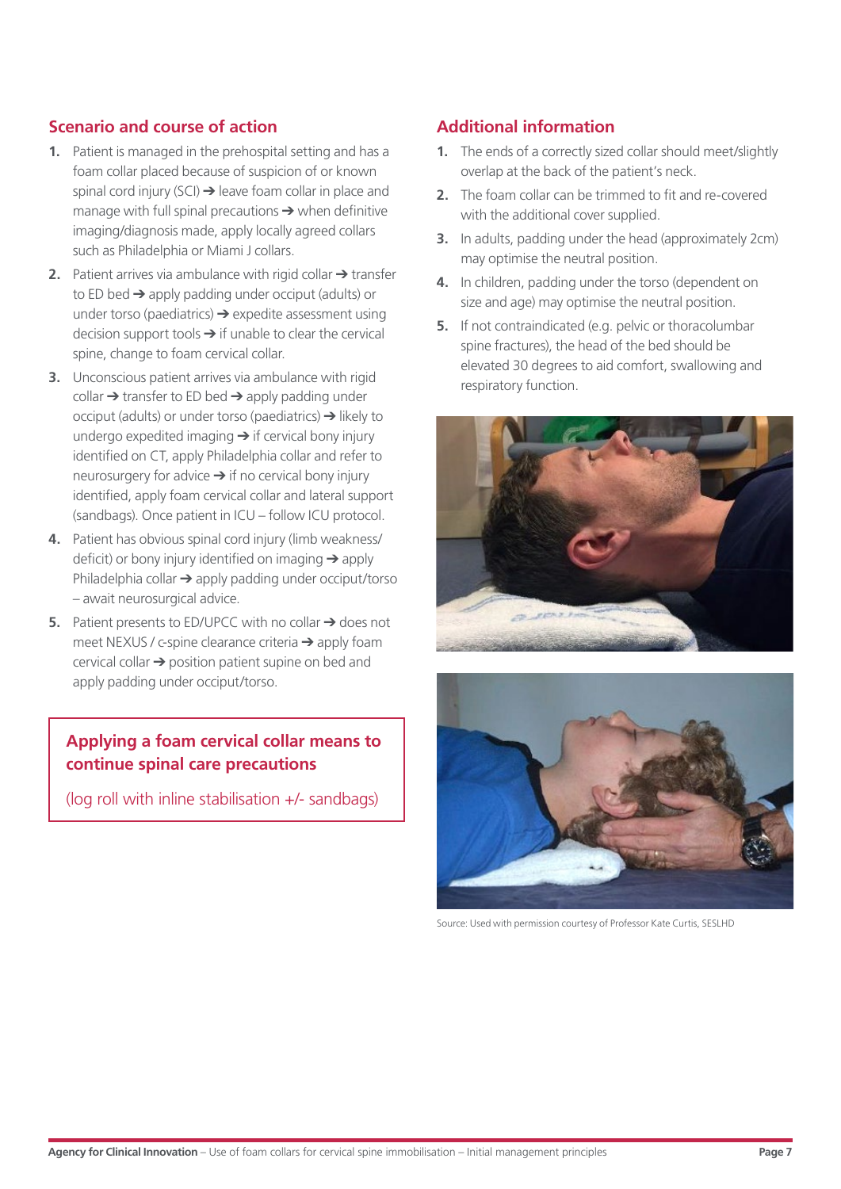## Scenario and course of action

1. Patient is managed in the prehospital setting and has a foam collar placed because of suspicion of or known spinal cord injury (SCI) ➔ leave foam collar in place and manage with full spinal precautions ➔ when definitive imaging/diagnosis made, apply locally agreed collars such as Philadelphia or Miami J collars.
2. Patient arrives via ambulance with rigid collar ➔ transfer to ED bed ➔ apply padding under occiput (adults) or under torso (paediatrics) ➔ expedite assessment using decision support tools ➔ if unable to clear the cervical spine, change to foam cervical collar.
3. Unconscious patient arrives via ambulance with rigid collar ➔ transfer to ED bed ➔ apply padding under occiput (adults) or under torso (paediatrics) ➔ likely to undergo expedited imaging ➔ if cervical bony injury identified on CT, apply Philadelphia collar and refer to neurosurgery for advice ➔ if no cervical bony injury identified, apply foam cervical collar and lateral support (sandbags). Once patient in ICU – follow ICU protocol.
4. Patient has obvious spinal cord injury (limb weakness/deficit) or bony injury identified on imaging ➔ apply Philadelphia collar ➔ apply padding under occiput/torso – await neurosurgical advice.
5. Patient presents to ED/UPCC with no collar ➔ does not meet NEXUS / c-spine clearance criteria ➔ apply foam cervical collar ➔ position patient supine on bed and apply padding under occiput/torso.

**Applying a foam cervical collar means to continue spinal care precautions**

(log roll with inline stabilisation +/- sandbags)

## Additional information

1. The ends of a correctly sized collar should meet/slightly overlap at the back of the patient's neck.
2. The foam collar can be trimmed to fit and re-covered with the additional cover supplied.
3. In adults, padding under the head (approximately 2cm) may optimise the neutral position.
4. In children, padding under the torso (dependent on size and age) may optimise the neutral position.
5. If not contraindicated (e.g. pelvic or thoracolumbar spine fractures), the head of the bed should be elevated 30 degrees to aid comfort, swallowing and respiratory function.

Source: Used with permission courtesy of Professor Kate Curtis, SESLHD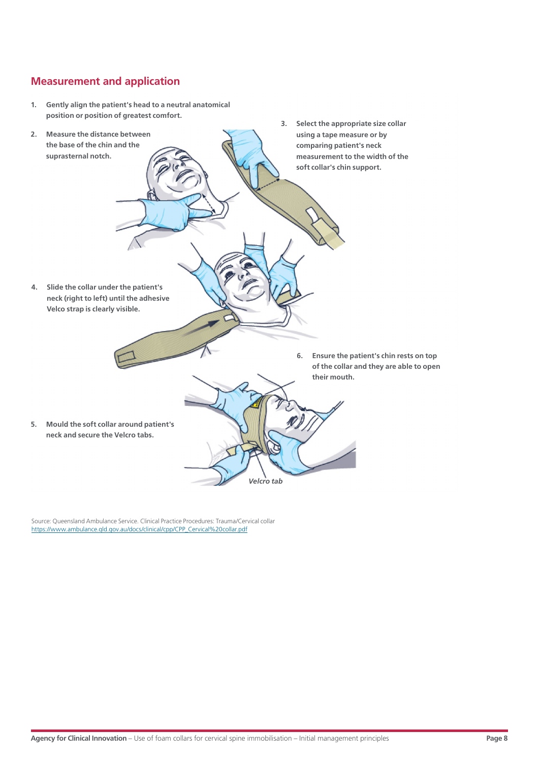## Measurement and application

1. **Gently align the patient's head to a neutral anatomical position or position of greatest comfort.**
2. **Measure the distance between the chin and the base of the chin and the suprasternal notch.**
3. **Select the appropriate size collar using a tape measure or by comparing patient's neck measurement to the width of the soft collar's chin support.**
4. **Slide the collar under the patient's neck (right to left) until the adhesive Velco strap is clearly visible.**
5. **Mould the soft collar around patient's neck and secure the Velcro tabs.**
6. **Ensure the patient's chin rests on top of the collar and they are able to open their mouth.**

*Velcro tab*

Source: Queensland Ambulance Service. Clinical Practice Procedures: Trauma/Cervical collar https://www.ambulance.qld.gov.au/docs/clinical/cpp/CPP_Cervical%20collar.pdf